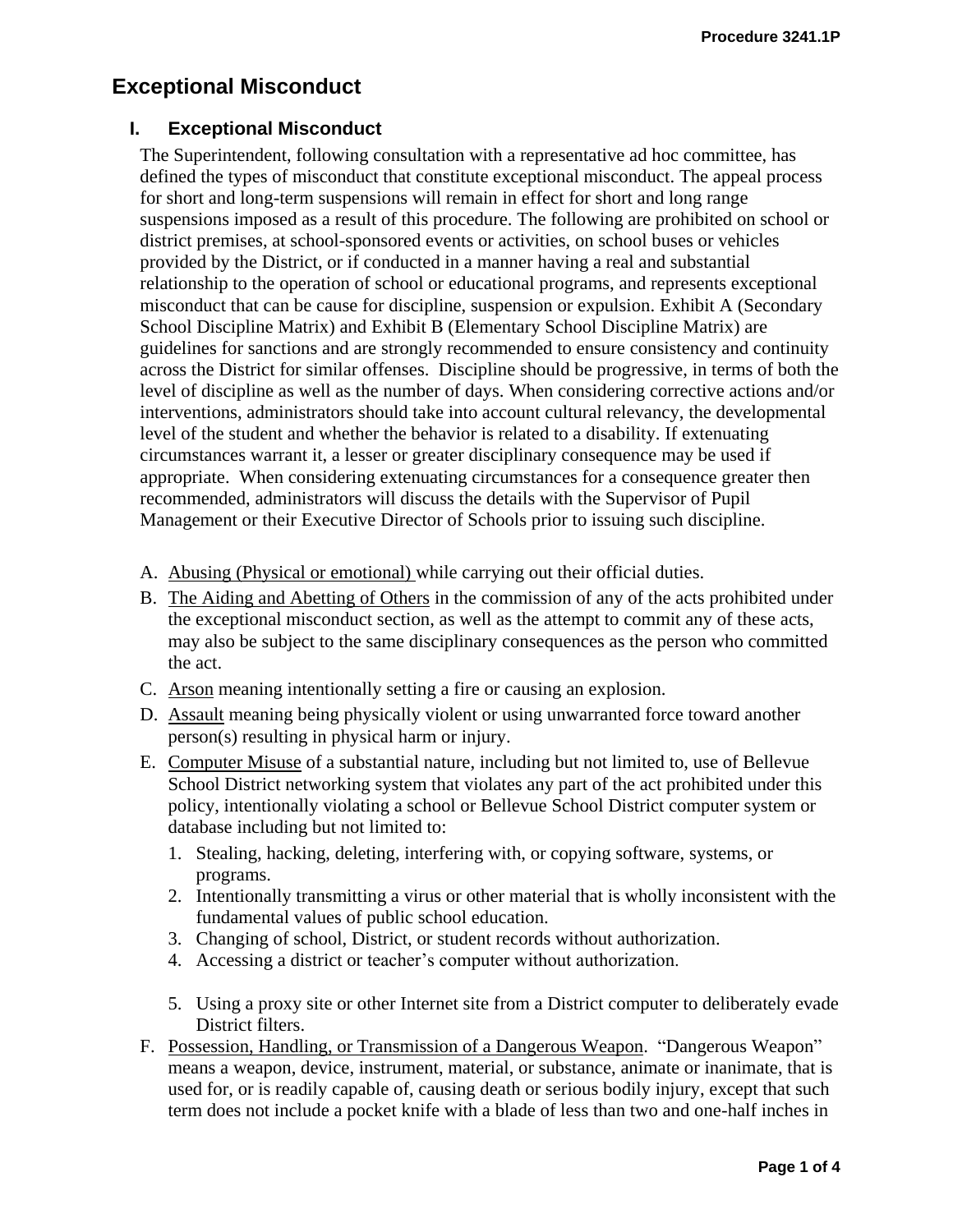# Exceptional Misconduct

## I. Exceptional Misconduct

The Superintendent, following consultation with a representative ad hoc committee, has defined the types of misconduct that constitute exceptional misconduct. The appeal process for short and long-term suspensions will remain in effect for short and long range suspensions imposed as a result of this procedure. The following are prohibited on school or district premises, at school-sponsored events or activities, on school buses or vehicles provided by the District, or if conducted in a manner having a real and substantial relationship to the operation of school or educational programs, and represents exceptional misconduct that can be cause for discipline, suspension or expulsion. Exhibit A (Secondary School Discipline Matrix) and Exhibit B (Elementary School Discipline Matrix) are guidelines for sanctions and are strongly recommended to ensure consistency and continuity across the District for similar offenses. Discipline should be progressive, in terms of both the level of discipline as well as the number of days. When considering corrective actions and/or interventions, administrators should take into account cultural relevancy, the developmental level of the student and whether the behavior is related to a disability. If extenuating circumstances warrant it, a lesser or greater disciplinary consequence may be used if appropriate. When considering extenuating circumstances for a consequence greater then recommended, administrators will discuss the details with the Supervisor of Pupil Management or their Executive Director of Schools prior to issuing such discipline.

A. <u>Abusing (Physical or emotional)</u> while carrying out their official duties.
B. <u>The Aiding and Abetting of Others</u> in the commission of any of the acts prohibited under the exceptional misconduct section, as well as the attempt to commit any of these acts, may also be subject to the same disciplinary consequences as the person who committed the act.
C. <u>Arson</u> meaning intentionally setting a fire or causing an explosion.
D. <u>Assault</u> meaning being physically violent or using unwarranted force toward another person(s) resulting in physical harm or injury.
E. <u>Computer Misuse</u> of a substantial nature, including but not limited to, use of Bellevue School District networking system that violates any part of the act prohibited under this policy, intentionally violating a school or Bellevue School District computer system or database including but not limited to:
   1. Stealing, hacking, deleting, interfering with, or copying software, systems, or programs.
   2. Intentionally transmitting a virus or other material that is wholly inconsistent with the fundamental values of public school education.
   3. Changing of school, District, or student records without authorization.
   4. Accessing a district or teacher's computer without authorization.
   5. Using a proxy site or other Internet site from a District computer to deliberately evade District filters.
F. <u>Possession, Handling, or Transmission of a Dangerous Weapon</u>. "Dangerous Weapon" means a weapon, device, instrument, material, or substance, animate or inanimate, that is used for, or is readily capable of, causing death or serious bodily injury, except that such term does not include a pocket knife with a blade of less than two and one-half inches in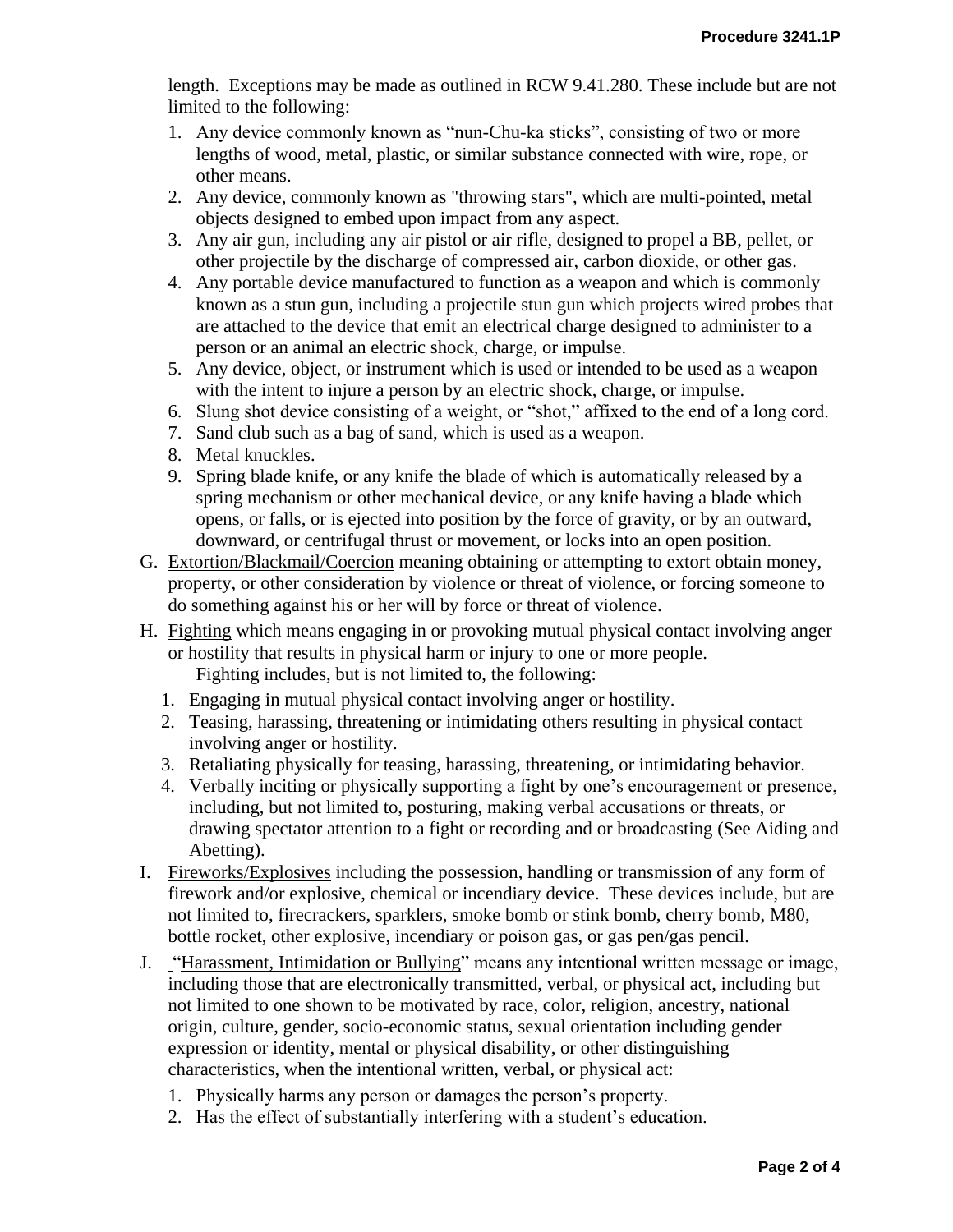length. Exceptions may be made as outlined in RCW 9.41.280. These include but are not limited to the following:

1. Any device commonly known as "nun-Chu-ka sticks", consisting of two or more lengths of wood, metal, plastic, or similar substance connected with wire, rope, or other means.
2. Any device, commonly known as "throwing stars", which are multi-pointed, metal objects designed to embed upon impact from any aspect.
3. Any air gun, including any air pistol or air rifle, designed to propel a BB, pellet, or other projectile by the discharge of compressed air, carbon dioxide, or other gas.
4. Any portable device manufactured to function as a weapon and which is commonly known as a stun gun, including a projectile stun gun which projects wired probes that are attached to the device that emit an electrical charge designed to administer to a person or an animal an electric shock, charge, or impulse.
5. Any device, object, or instrument which is used or intended to be used as a weapon with the intent to injure a person by an electric shock, charge, or impulse.
6. Slung shot device consisting of a weight, or "shot," affixed to the end of a long cord.
7. Sand club such as a bag of sand, which is used as a weapon.
8. Metal knuckles.
9. Spring blade knife, or any knife the blade of which is automatically released by a spring mechanism or other mechanical device, or any knife having a blade which opens, or falls, or is ejected into position by the force of gravity, or by an outward, downward, or centrifugal thrust or movement, or locks into an open position.

G. Extortion/Blackmail/Coercion meaning obtaining or attempting to extort obtain money, property, or other consideration by violence or threat of violence, or forcing someone to do something against his or her will by force or threat of violence.

H. Fighting which means engaging in or provoking mutual physical contact involving anger or hostility that results in physical harm or injury to one or more people.
Fighting includes, but is not limited to, the following:

1. Engaging in mutual physical contact involving anger or hostility.
2. Teasing, harassing, threatening or intimidating others resulting in physical contact involving anger or hostility.
3. Retaliating physically for teasing, harassing, threatening, or intimidating behavior.
4. Verbally inciting or physically supporting a fight by one's encouragement or presence, including, but not limited to, posturing, making verbal accusations or threats, or drawing spectator attention to a fight or recording and or broadcasting (See Aiding and Abetting).

I. Fireworks/Explosives including the possession, handling or transmission of any form of firework and/or explosive, chemical or incendiary device. These devices include, but are not limited to, firecrackers, sparklers, smoke bomb or stink bomb, cherry bomb, M80, bottle rocket, other explosive, incendiary or poison gas, or gas pen/gas pencil.

J. "Harassment, Intimidation or Bullying" means any intentional written message or image, including those that are electronically transmitted, verbal, or physical act, including but not limited to one shown to be motivated by race, color, religion, ancestry, national origin, culture, gender, socio-economic status, sexual orientation including gender expression or identity, mental or physical disability, or other distinguishing characteristics, when the intentional written, verbal, or physical act:

1. Physically harms any person or damages the person's property.
2. Has the effect of substantially interfering with a student's education.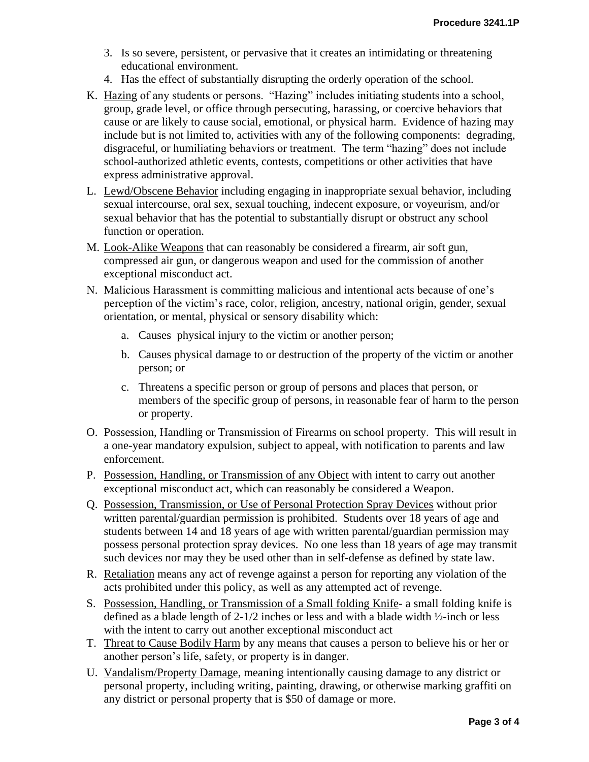3. Is so severe, persistent, or pervasive that it creates an intimidating or threatening educational environment.
4. Has the effect of substantially disrupting the orderly operation of the school.

K. Hazing of any students or persons. "Hazing" includes initiating students into a school, group, grade level, or office through persecuting, harassing, or coercive behaviors that cause or are likely to cause social, emotional, or physical harm. Evidence of hazing may include but is not limited to, activities with any of the following components: degrading, disgraceful, or humiliating behaviors or treatment. The term "hazing" does not include school-authorized athletic events, contests, competitions or other activities that have express administrative approval.

L. Lewd/Obscene Behavior including engaging in inappropriate sexual behavior, including sexual intercourse, oral sex, sexual touching, indecent exposure, or voyeurism, and/or sexual behavior that has the potential to substantially disrupt or obstruct any school function or operation.

M. Look-Alike Weapons that can reasonably be considered a firearm, air soft gun, compressed air gun, or dangerous weapon and used for the commission of another exceptional misconduct act.

N. Malicious Harassment is committing malicious and intentional acts because of one's perception of the victim's race, color, religion, ancestry, national origin, gender, sexual orientation, or mental, physical or sensory disability which:

   a. Causes physical injury to the victim or another person;

   b. Causes physical damage to or destruction of the property of the victim or another person; or

   c. Threatens a specific person or group of persons and places that person, or members of the specific group of persons, in reasonable fear of harm to the person or property.

O. Possession, Handling or Transmission of Firearms on school property. This will result in a one-year mandatory expulsion, subject to appeal, with notification to parents and law enforcement.

P. Possession, Handling, or Transmission of any Object with intent to carry out another exceptional misconduct act, which can reasonably be considered a Weapon.

Q. Possession, Transmission, or Use of Personal Protection Spray Devices without prior written parental/guardian permission is prohibited. Students over 18 years of age and students between 14 and 18 years of age with written parental/guardian permission may possess personal protection spray devices. No one less than 18 years of age may transmit such devices nor may they be used other than in self-defense as defined by state law.

R. Retaliation means any act of revenge against a person for reporting any violation of the acts prohibited under this policy, as well as any attempted act of revenge.

S. Possession, Handling, or Transmission of a Small folding Knife- a small folding knife is defined as a blade length of 2-1/2 inches or less and with a blade width ½-inch or less with the intent to carry out another exceptional misconduct act

T. Threat to Cause Bodily Harm by any means that causes a person to believe his or her or another person's life, safety, or property is in danger.

U. Vandalism/Property Damage, meaning intentionally causing damage to any district or personal property, including writing, painting, drawing, or otherwise marking graffiti on any district or personal property that is $50 of damage or more.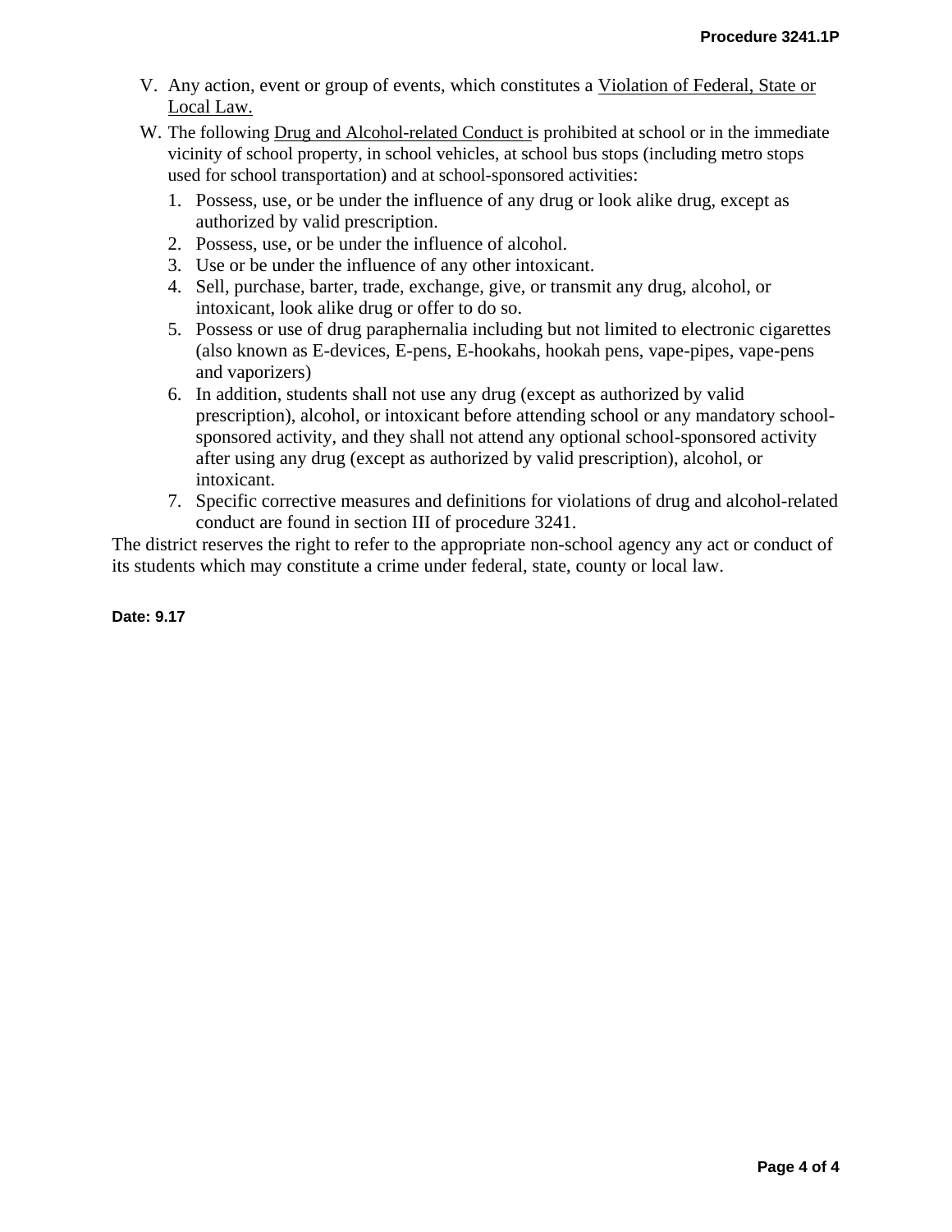V. Any action, event or group of events, which constitutes a <u>Violation of Federal, State or Local Law.</u>

W. The following <u>Drug and Alcohol-related Conduct</u> is prohibited at school or in the immediate vicinity of school property, in school vehicles, at school bus stops (including metro stops used for school transportation) and at school-sponsored activities:

1. Possess, use, or be under the influence of any drug or look alike drug, except as authorized by valid prescription.
2. Possess, use, or be under the influence of alcohol.
3. Use or be under the influence of any other intoxicant.
4. Sell, purchase, barter, trade, exchange, give, or transmit any drug, alcohol, or intoxicant, look alike drug or offer to do so.
5. Possess or use of drug paraphernalia including but not limited to electronic cigarettes (also known as E-devices, E-pens, E-hookahs, hookah pens, vape-pipes, vape-pens and vaporizers)
6. In addition, students shall not use any drug (except as authorized by valid prescription), alcohol, or intoxicant before attending school or any mandatory school-sponsored activity, and they shall not attend any optional school-sponsored activity after using any drug (except as authorized by valid prescription), alcohol, or intoxicant.
7. Specific corrective measures and definitions for violations of drug and alcohol-related conduct are found in section III of procedure 3241.

The district reserves the right to refer to the appropriate non-school agency any act or conduct of its students which may constitute a crime under federal, state, county or local law.

**Date: 9.17**